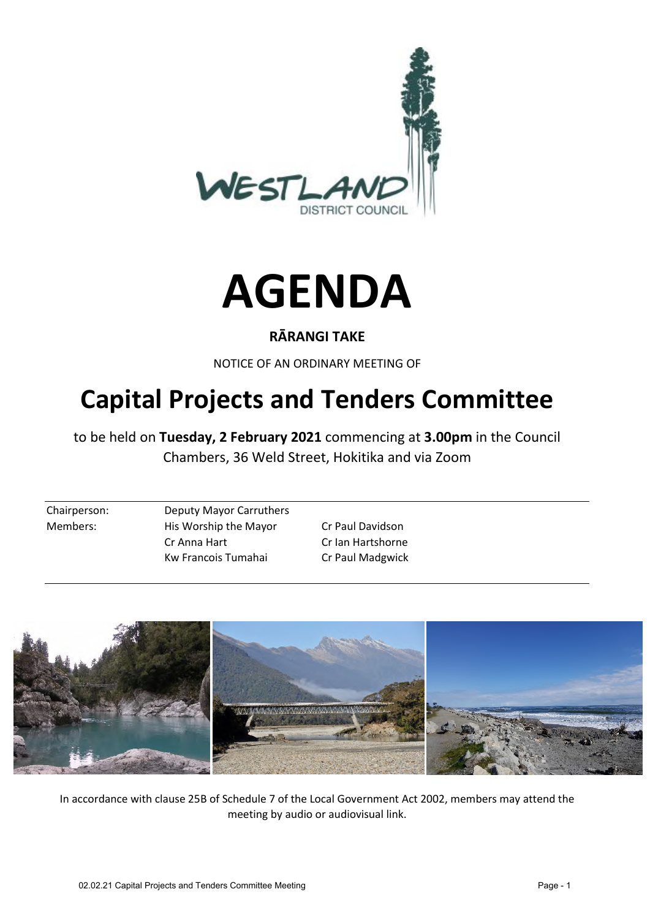# AGENDA

**RĀRANGI TAKE**

NOTICE OF AN ORDINARY MEETING OF

# Capital Projects and Tenders Committee

to be held on **Tuesday, 2 February 2021** commencing at **3.00pm** in the Council Chambers, 36 Weld Street, Hokitika and via Zoom

| | | |
|---|---|---|
| Chairperson: | Deputy Mayor Carruthers | |
| Members: | His Worship the Mayor | Cr Paul Davidson |
| | Cr Anna Hart | Cr Ian Hartshorne |
| | Kw Francois Tumahai | Cr Paul Madgwick |

In accordance with clause 25B of Schedule 7 of the Local Government Act 2002, members may attend the meeting by audio or audiovisual link.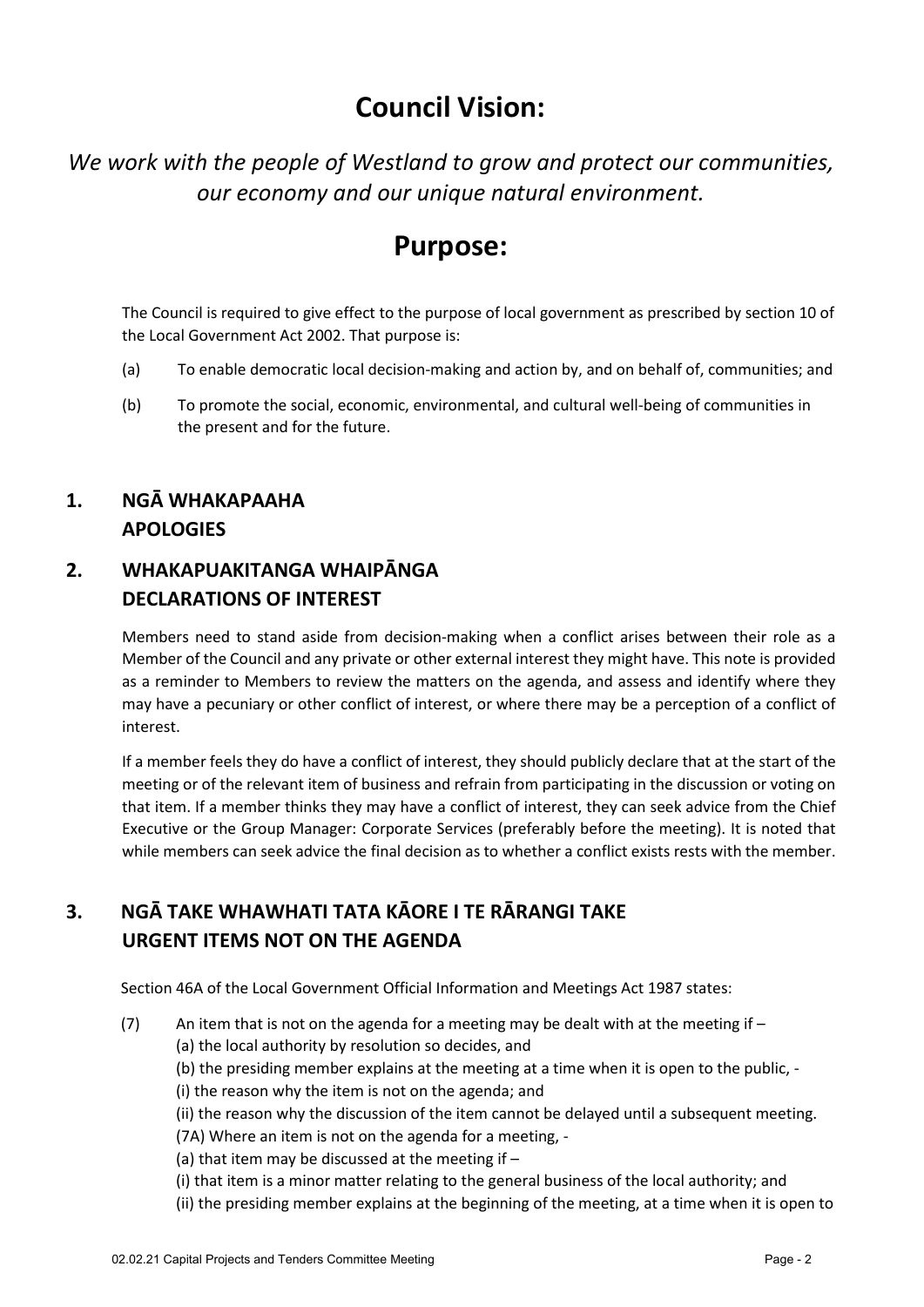# Council Vision:

*We work with the people of Westland to grow and protect our communities, our economy and our unique natural environment.*

# Purpose:

The Council is required to give effect to the purpose of local government as prescribed by section 10 of the Local Government Act 2002. That purpose is:

(a) To enable democratic local decision-making and action by, and on behalf of, communities; and

(b) To promote the social, economic, environmental, and cultural well-being of communities in the present and for the future.

## 1. NGĀ WHAKAPAAHA APOLOGIES

## 2. WHAKAPUAKITANGA WHAIPĀNGA DECLARATIONS OF INTEREST

Members need to stand aside from decision-making when a conflict arises between their role as a Member of the Council and any private or other external interest they might have. This note is provided as a reminder to Members to review the matters on the agenda, and assess and identify where they may have a pecuniary or other conflict of interest, or where there may be a perception of a conflict of interest.

If a member feels they do have a conflict of interest, they should publicly declare that at the start of the meeting or of the relevant item of business and refrain from participating in the discussion or voting on that item. If a member thinks they may have a conflict of interest, they can seek advice from the Chief Executive or the Group Manager: Corporate Services (preferably before the meeting). It is noted that while members can seek advice the final decision as to whether a conflict exists rests with the member.

## 3. NGĀ TAKE WHAWHATI TATA KĀORE I TE RĀRANGI TAKE URGENT ITEMS NOT ON THE AGENDA

Section 46A of the Local Government Official Information and Meetings Act 1987 states:

(7) An item that is not on the agenda for a meeting may be dealt with at the meeting if –
(a) the local authority by resolution so decides, and
(b) the presiding member explains at the meeting at a time when it is open to the public, -
(i) the reason why the item is not on the agenda; and
(ii) the reason why the discussion of the item cannot be delayed until a subsequent meeting.
(7A) Where an item is not on the agenda for a meeting, -
(a) that item may be discussed at the meeting if –
(i) that item is a minor matter relating to the general business of the local authority; and
(ii) the presiding member explains at the beginning of the meeting, at a time when it is open to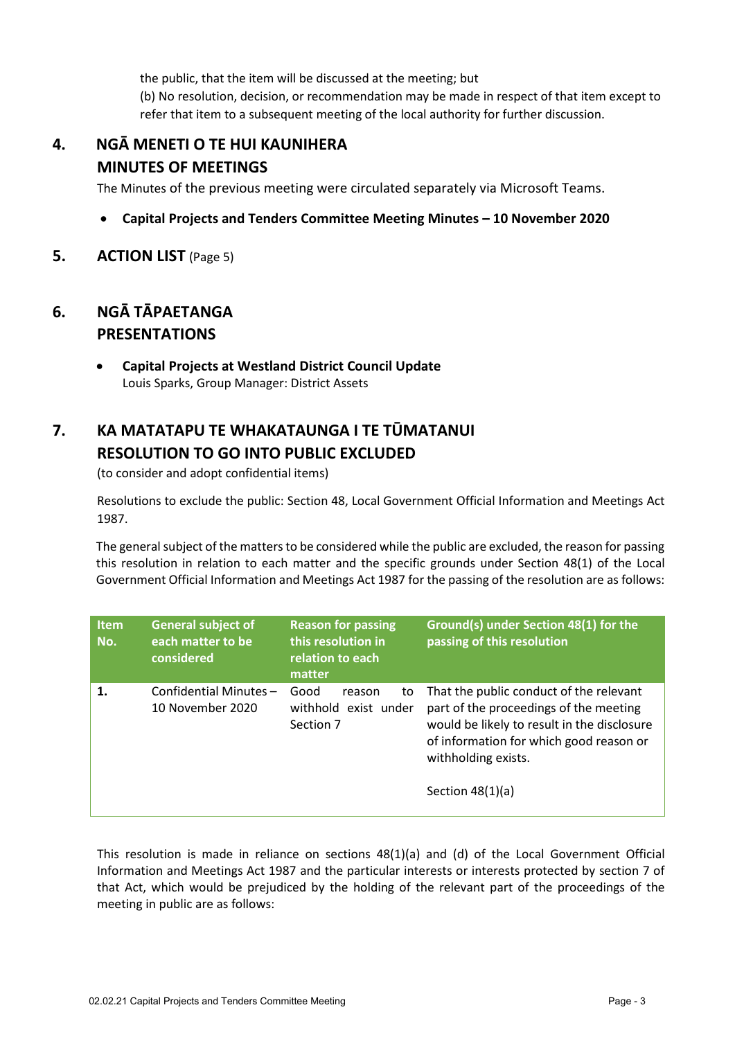the public, that the item will be discussed at the meeting; but

(b) No resolution, decision, or recommendation may be made in respect of that item except to refer that item to a subsequent meeting of the local authority for further discussion.

## 4. NGĀ MENETI O TE HUI KAUNIHERA
## MINUTES OF MEETINGS

The Minutes of the previous meeting were circulated separately via Microsoft Teams.

- **Capital Projects and Tenders Committee Meeting Minutes – 10 November 2020**

## 5. ACTION LIST (Page 5)

## 6. NGĀ TĀPAETANGA
## PRESENTATIONS

- **Capital Projects at Westland District Council Update**
  Louis Sparks, Group Manager: District Assets

## 7. KA MATATAPU TE WHAKATAUNGA I TE TŪMATANUI
## RESOLUTION TO GO INTO PUBLIC EXCLUDED

(to consider and adopt confidential items)

Resolutions to exclude the public: Section 48, Local Government Official Information and Meetings Act 1987.

The general subject of the matters to be considered while the public are excluded, the reason for passing this resolution in relation to each matter and the specific grounds under Section 48(1) of the Local Government Official Information and Meetings Act 1987 for the passing of the resolution are as follows:

| Item No. | General subject of each matter to be considered | Reason for passing this resolution in relation to each matter | Ground(s) under Section 48(1) for the passing of this resolution |
|---|---|---|---|
| **1.** | Confidential Minutes – 10 November 2020 | Good reason to withhold exist under Section 7 | That the public conduct of the relevant part of the proceedings of the meeting would be likely to result in the disclosure of information for which good reason or withholding exists.<br><br>Section 48(1)(a) |

This resolution is made in reliance on sections 48(1)(a) and (d) of the Local Government Official Information and Meetings Act 1987 and the particular interests or interests protected by section 7 of that Act, which would be prejudiced by the holding of the relevant part of the proceedings of the meeting in public are as follows: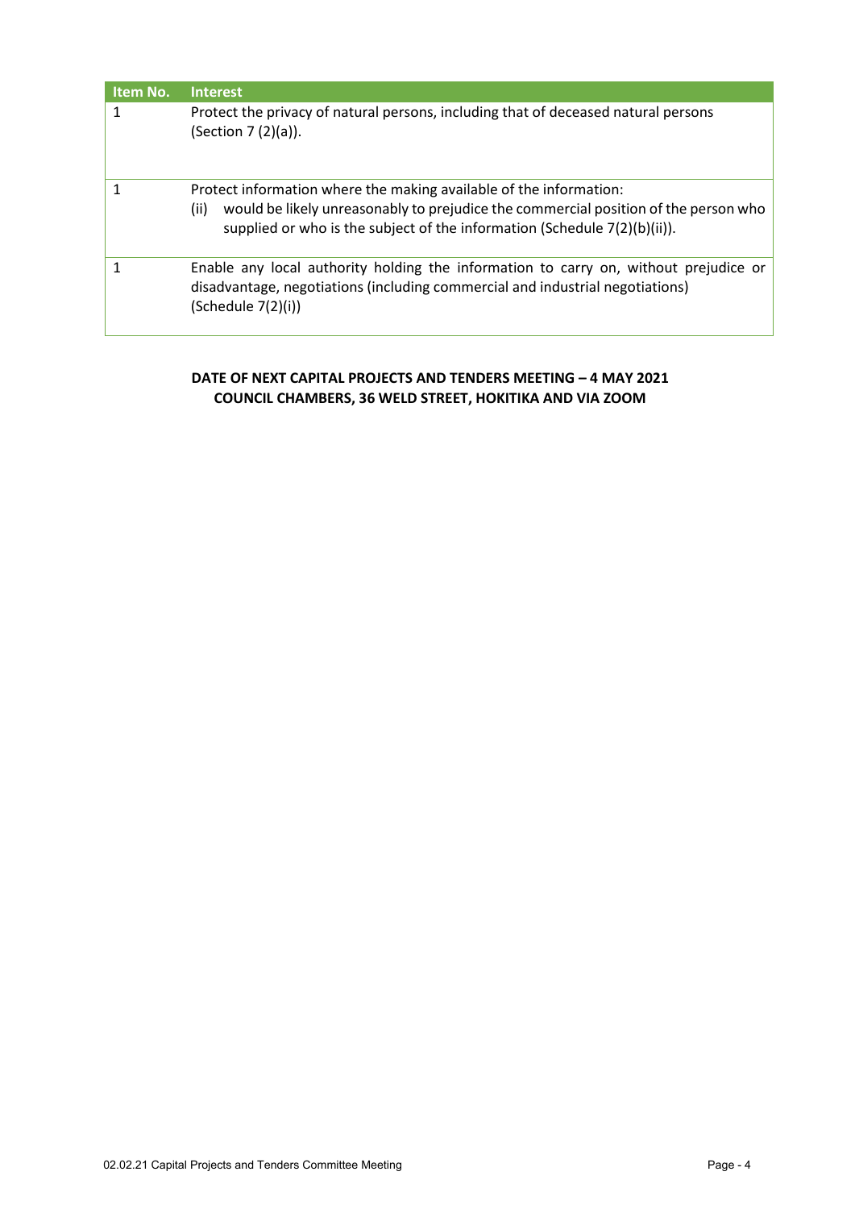| Item No. | Interest |
| --- | --- |
| 1 | Protect the privacy of natural persons, including that of deceased natural persons (Section 7 (2)(a)). |
| 1 | Protect information where the making available of the information:<br>(ii) would be likely unreasonably to prejudice the commercial position of the person who supplied or who is the subject of the information (Schedule 7(2)(b)(ii)). |
| 1 | Enable any local authority holding the information to carry on, without prejudice or disadvantage, negotiations (including commercial and industrial negotiations) (Schedule 7(2)(i)) |

**DATE OF NEXT CAPITAL PROJECTS AND TENDERS MEETING – 4 MAY 2021**
**COUNCIL CHAMBERS, 36 WELD STREET, HOKITIKA AND VIA ZOOM**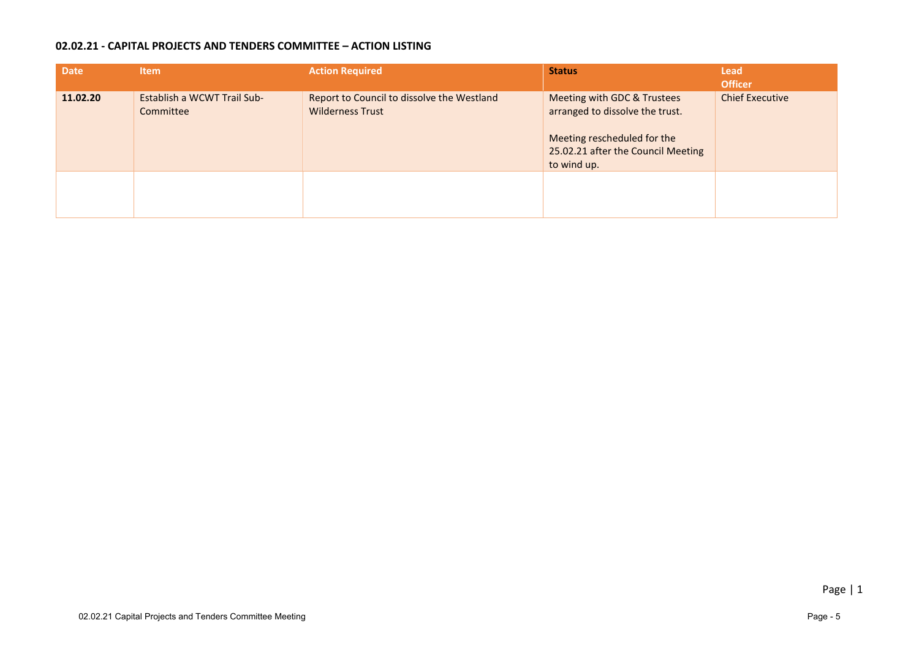## 02.02.21 - CAPITAL PROJECTS AND TENDERS COMMITTEE – ACTION LISTING

| Date | Item | Action Required | Status | Lead Officer |
|---|---|---|---|---|
| **11.02.20** | Establish a WCWT Trail Sub-Committee | Report to Council to dissolve the Westland Wilderness Trust | Meeting with GDC & Trustees arranged to dissolve the trust.<br><br>Meeting rescheduled for the 25.02.21 after the Council Meeting to wind up. | Chief Executive |
| | | | | |